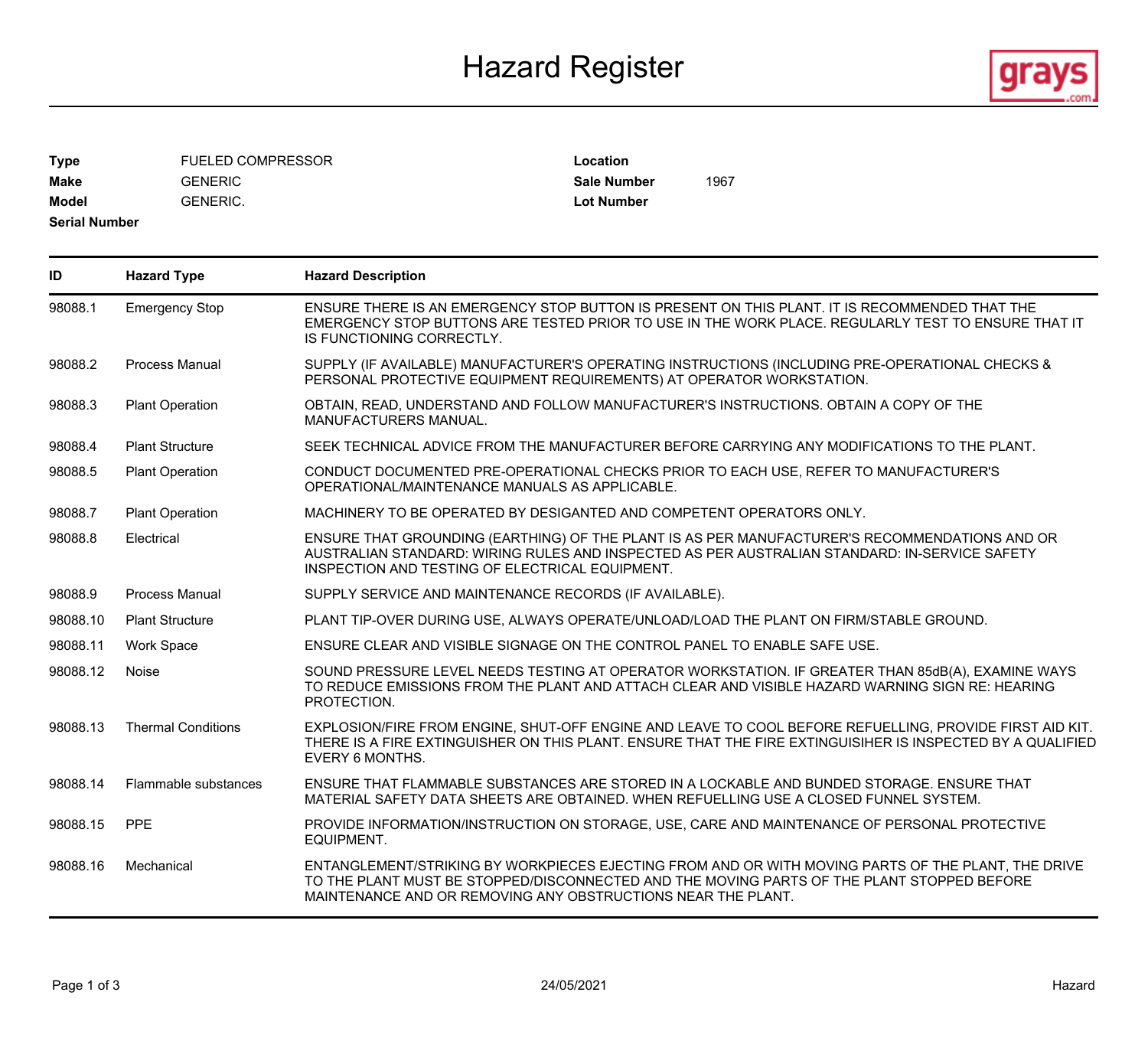# Hazard Register

| | | | |
|---|---|---|---|
| **Type** | FUELED COMPRESSOR | **Location** | |
| **Make** | GENERIC | **Sale Number** | 1967 |
| **Model** | GENERIC. | **Lot Number** | |
| **Serial Number** | | | |

| ID | Hazard Type | Hazard Description |
|---|---|---|
| 98088.1 | Emergency Stop | ENSURE THERE IS AN EMERGENCY STOP BUTTON IS PRESENT ON THIS PLANT. IT IS RECOMMENDED THAT THE EMERGENCY STOP BUTTONS ARE TESTED PRIOR TO USE IN THE WORK PLACE. REGULARLY TEST TO ENSURE THAT IT IS FUNCTIONING CORRECTLY. |
| 98088.2 | Process Manual | SUPPLY (IF AVAILABLE) MANUFACTURER'S OPERATING INSTRUCTIONS (INCLUDING PRE-OPERATIONAL CHECKS & PERSONAL PROTECTIVE EQUIPMENT REQUIREMENTS) AT OPERATOR WORKSTATION. |
| 98088.3 | Plant Operation | OBTAIN, READ, UNDERSTAND AND FOLLOW MANUFACTURER'S INSTRUCTIONS. OBTAIN A COPY OF THE MANUFACTURERS MANUAL. |
| 98088.4 | Plant Structure | SEEK TECHNICAL ADVICE FROM THE MANUFACTURER BEFORE CARRYING ANY MODIFICATIONS TO THE PLANT. |
| 98088.5 | Plant Operation | CONDUCT DOCUMENTED PRE-OPERATIONAL CHECKS PRIOR TO EACH USE, REFER TO MANUFACTURER'S OPERATIONAL/MAINTENANCE MANUALS AS APPLICABLE. |
| 98088.7 | Plant Operation | MACHINERY TO BE OPERATED BY DESIGANTED AND COMPETENT OPERATORS ONLY. |
| 98088.8 | Electrical | ENSURE THAT GROUNDING (EARTHING) OF THE PLANT IS AS PER MANUFACTURER'S RECOMMENDATIONS AND OR AUSTRALIAN STANDARD: WIRING RULES AND INSPECTED AS PER AUSTRALIAN STANDARD: IN-SERVICE SAFETY INSPECTION AND TESTING OF ELECTRICAL EQUIPMENT. |
| 98088.9 | Process Manual | SUPPLY SERVICE AND MAINTENANCE RECORDS (IF AVAILABLE). |
| 98088.10 | Plant Structure | PLANT TIP-OVER DURING USE, ALWAYS OPERATE/UNLOAD/LOAD THE PLANT ON FIRM/STABLE GROUND. |
| 98088.11 | Work Space | ENSURE CLEAR AND VISIBLE SIGNAGE ON THE CONTROL PANEL TO ENABLE SAFE USE. |
| 98088.12 | Noise | SOUND PRESSURE LEVEL NEEDS TESTING AT OPERATOR WORKSTATION. IF GREATER THAN 85dB(A), EXAMINE WAYS TO REDUCE EMISSIONS FROM THE PLANT AND ATTACH CLEAR AND VISIBLE HAZARD WARNING SIGN RE: HEARING PROTECTION. |
| 98088.13 | Thermal Conditions | EXPLOSION/FIRE FROM ENGINE, SHUT-OFF ENGINE AND LEAVE TO COOL BEFORE REFUELLING, PROVIDE FIRST AID KIT. THERE IS A FIRE EXTINGUISHER ON THIS PLANT. ENSURE THAT THE FIRE EXTINGUISIHER IS INSPECTED BY A QUALIFIED EVERY 6 MONTHS. |
| 98088.14 | Flammable substances | ENSURE THAT FLAMMABLE SUBSTANCES ARE STORED IN A LOCKABLE AND BUNDED STORAGE. ENSURE THAT MATERIAL SAFETY DATA SHEETS ARE OBTAINED. WHEN REFUELLING USE A CLOSED FUNNEL SYSTEM. |
| 98088.15 | PPE | PROVIDE INFORMATION/INSTRUCTION ON STORAGE, USE, CARE AND MAINTENANCE OF PERSONAL PROTECTIVE EQUIPMENT. |
| 98088.16 | Mechanical | ENTANGLEMENT/STRIKING BY WORKPIECES EJECTING FROM AND OR WITH MOVING PARTS OF THE PLANT, THE DRIVE TO THE PLANT MUST BE STOPPED/DISCONNECTED AND THE MOVING PARTS OF THE PLANT STOPPED BEFORE MAINTENANCE AND OR REMOVING ANY OBSTRUCTIONS NEAR THE PLANT. |

24/05/2021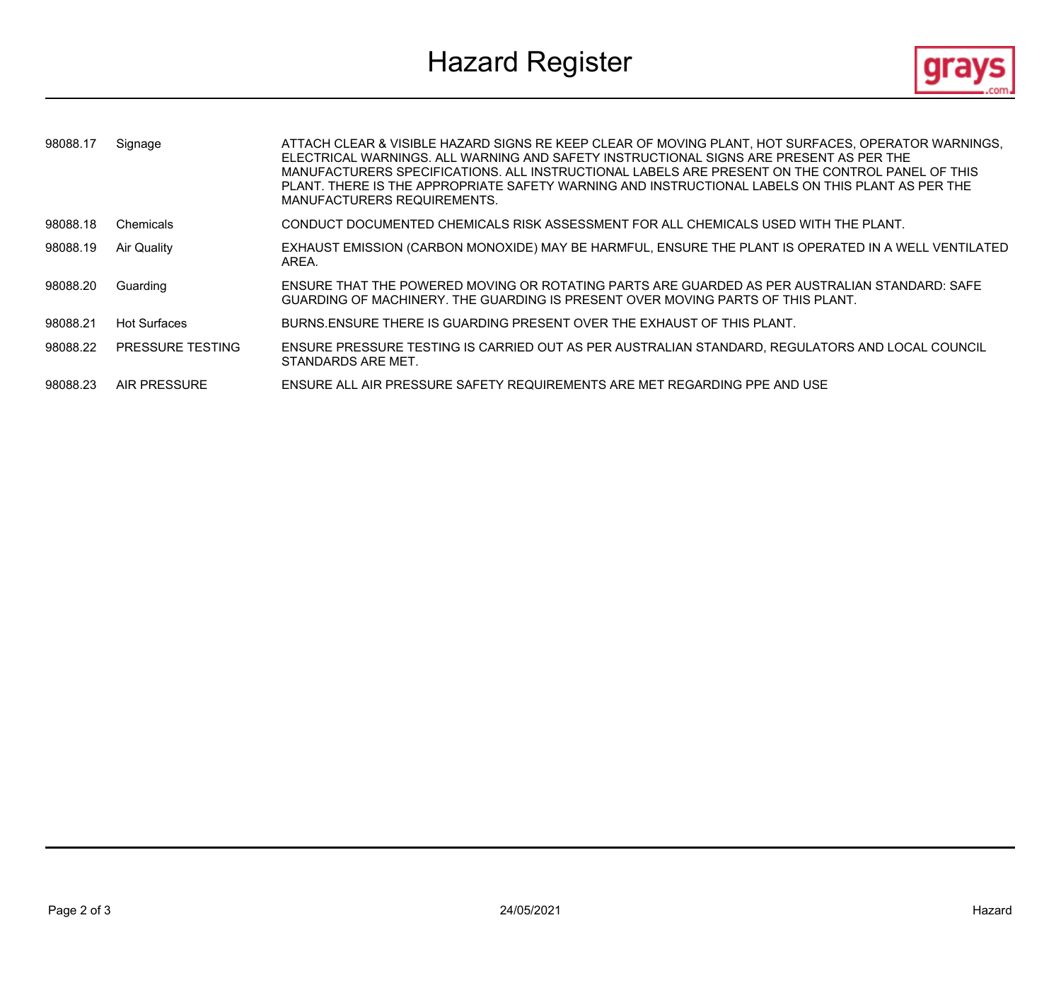# Hazard Register

| | | |
|---|---|---|
| 98088.17 | Signage | ATTACH CLEAR & VISIBLE HAZARD SIGNS RE KEEP CLEAR OF MOVING PLANT, HOT SURFACES, OPERATOR WARNINGS, ELECTRICAL WARNINGS. ALL WARNING AND SAFETY INSTRUCTIONAL SIGNS ARE PRESENT AS PER THE MANUFACTURERS SPECIFICATIONS. ALL INSTRUCTIONAL LABELS ARE PRESENT ON THE CONTROL PANEL OF THIS PLANT. THERE IS THE APPROPRIATE SAFETY WARNING AND INSTRUCTIONAL LABELS ON THIS PLANT AS PER THE MANUFACTURERS REQUIREMENTS. |
| 98088.18 | Chemicals | CONDUCT DOCUMENTED CHEMICALS RISK ASSESSMENT FOR ALL CHEMICALS USED WITH THE PLANT. |
| 98088.19 | Air Quality | EXHAUST EMISSION (CARBON MONOXIDE) MAY BE HARMFUL, ENSURE THE PLANT IS OPERATED IN A WELL VENTILATED AREA. |
| 98088.20 | Guarding | ENSURE THAT THE POWERED MOVING OR ROTATING PARTS ARE GUARDED AS PER AUSTRALIAN STANDARD: SAFE GUARDING OF MACHINERY. THE GUARDING IS PRESENT OVER MOVING PARTS OF THIS PLANT. |
| 98088.21 | Hot Surfaces | BURNS.ENSURE THERE IS GUARDING PRESENT OVER THE EXHAUST OF THIS PLANT. |
| 98088.22 | PRESSURE TESTING | ENSURE PRESSURE TESTING IS CARRIED OUT AS PER AUSTRALIAN STANDARD, REGULATORS AND LOCAL COUNCIL STANDARDS ARE MET. |
| 98088.23 | AIR PRESSURE | ENSURE ALL AIR PRESSURE SAFETY REQUIREMENTS ARE MET REGARDING PPE AND USE |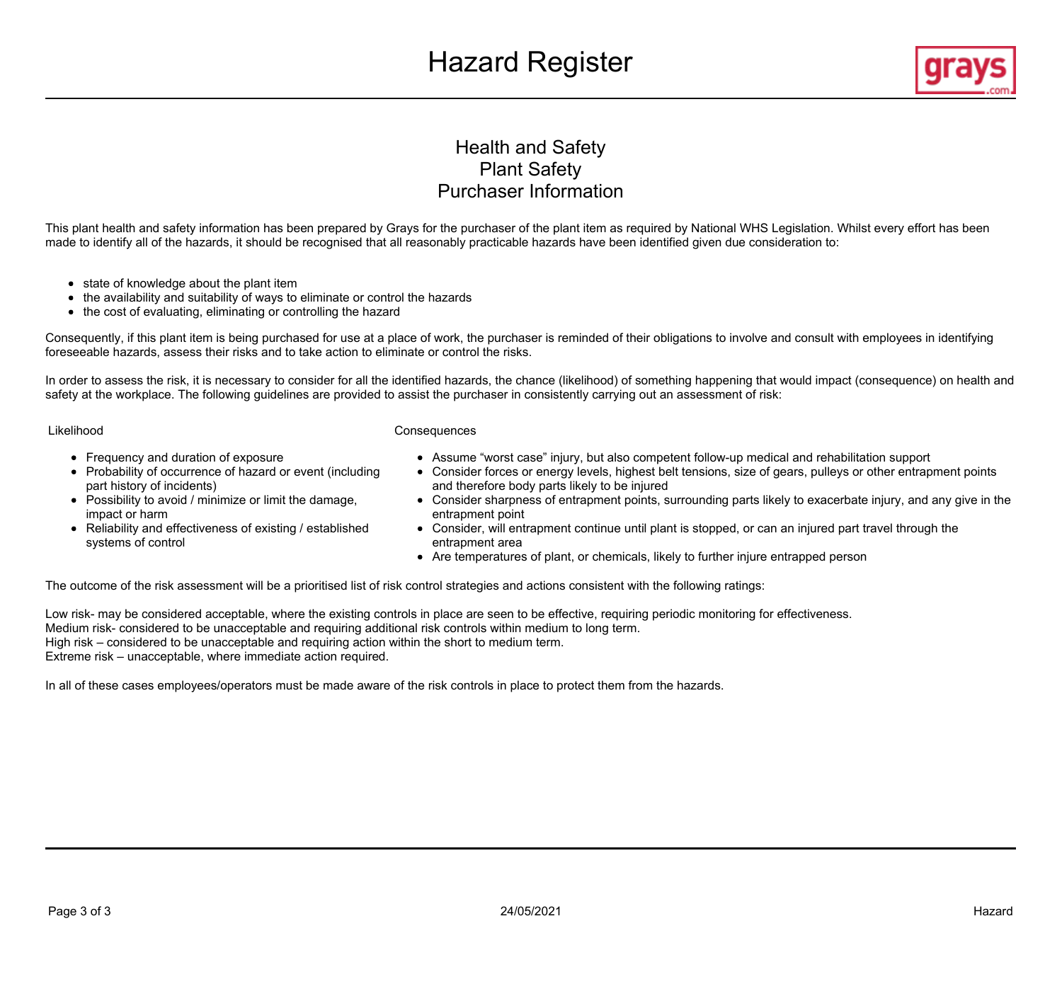# Hazard Register

## Health and Safety
## Plant Safety
## Purchaser Information

This plant health and safety information has been prepared by Grays for the purchaser of the plant item as required by National WHS Legislation. Whilst every effort has been made to identify all of the hazards, it should be recognised that all reasonably practicable hazards have been identified given due consideration to:

- state of knowledge about the plant item
- the availability and suitability of ways to eliminate or control the hazards
- the cost of evaluating, eliminating or controlling the hazard

Consequently, if this plant item is being purchased for use at a place of work, the purchaser is reminded of their obligations to involve and consult with employees in identifying foreseeable hazards, assess their risks and to take action to eliminate or control the risks.

In order to assess the risk, it is necessary to consider for all the identified hazards, the chance (likelihood) of something happening that would impact (consequence) on health and safety at the workplace. The following guidelines are provided to assist the purchaser in consistently carrying out an assessment of risk:

Likelihood

- Frequency and duration of exposure
- Probability of occurrence of hazard or event (including part history of incidents)
- Possibility to avoid / minimize or limit the damage, impact or harm
- Reliability and effectiveness of existing / established systems of control

Consequences

- Assume "worst case" injury, but also competent follow-up medical and rehabilitation support
- Consider forces or energy levels, highest belt tensions, size of gears, pulleys or other entrapment points and therefore body parts likely to be injured
- Consider sharpness of entrapment points, surrounding parts likely to exacerbate injury, and any give in the entrapment point
- Consider, will entrapment continue until plant is stopped, or can an injured part travel through the entrapment area
- Are temperatures of plant, or chemicals, likely to further injure entrapped person

The outcome of the risk assessment will be a prioritised list of risk control strategies and actions consistent with the following ratings:

Low risk- may be considered acceptable, where the existing controls in place are seen to be effective, requiring periodic monitoring for effectiveness.
Medium risk- considered to be unacceptable and requiring additional risk controls within medium to long term.
High risk – considered to be unacceptable and requiring action within the short to medium term.
Extreme risk – unacceptable, where immediate action required.

In all of these cases employees/operators must be made aware of the risk controls in place to protect them from the hazards.